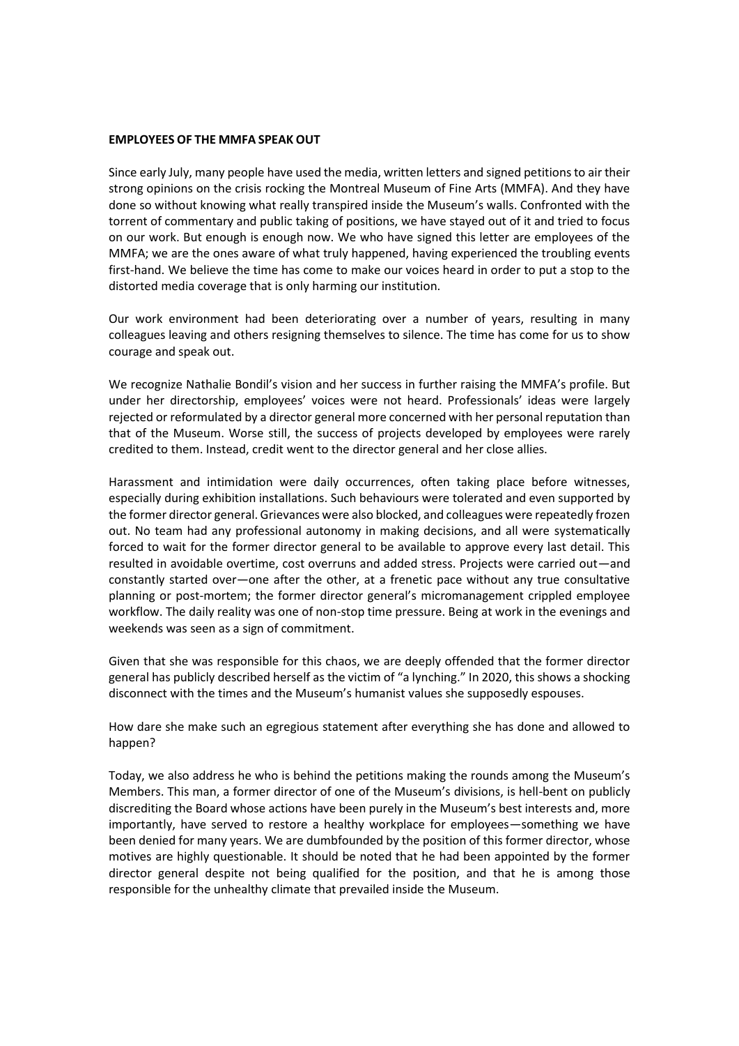**EMPLOYEES OF THE MMFA SPEAK OUT**

Since early July, many people have used the media, written letters and signed petitions to air their strong opinions on the crisis rocking the Montreal Museum of Fine Arts (MMFA). And they have done so without knowing what really transpired inside the Museum's walls. Confronted with the torrent of commentary and public taking of positions, we have stayed out of it and tried to focus on our work. But enough is enough now. We who have signed this letter are employees of the MMFA; we are the ones aware of what truly happened, having experienced the troubling events first-hand. We believe the time has come to make our voices heard in order to put a stop to the distorted media coverage that is only harming our institution.

Our work environment had been deteriorating over a number of years, resulting in many colleagues leaving and others resigning themselves to silence. The time has come for us to show courage and speak out.

We recognize Nathalie Bondil's vision and her success in further raising the MMFA's profile. But under her directorship, employees' voices were not heard. Professionals' ideas were largely rejected or reformulated by a director general more concerned with her personal reputation than that of the Museum. Worse still, the success of projects developed by employees were rarely credited to them. Instead, credit went to the director general and her close allies.

Harassment and intimidation were daily occurrences, often taking place before witnesses, especially during exhibition installations. Such behaviours were tolerated and even supported by the former director general. Grievances were also blocked, and colleagues were repeatedly frozen out. No team had any professional autonomy in making decisions, and all were systematically forced to wait for the former director general to be available to approve every last detail. This resulted in avoidable overtime, cost overruns and added stress. Projects were carried out—and constantly started over—one after the other, at a frenetic pace without any true consultative planning or post-mortem; the former director general's micromanagement crippled employee workflow. The daily reality was one of non-stop time pressure. Being at work in the evenings and weekends was seen as a sign of commitment.

Given that she was responsible for this chaos, we are deeply offended that the former director general has publicly described herself as the victim of "a lynching." In 2020, this shows a shocking disconnect with the times and the Museum's humanist values she supposedly espouses.

How dare she make such an egregious statement after everything she has done and allowed to happen?

Today, we also address he who is behind the petitions making the rounds among the Museum's Members. This man, a former director of one of the Museum's divisions, is hell-bent on publicly discrediting the Board whose actions have been purely in the Museum's best interests and, more importantly, have served to restore a healthy workplace for employees—something we have been denied for many years. We are dumbfounded by the position of this former director, whose motives are highly questionable. It should be noted that he had been appointed by the former director general despite not being qualified for the position, and that he is among those responsible for the unhealthy climate that prevailed inside the Museum.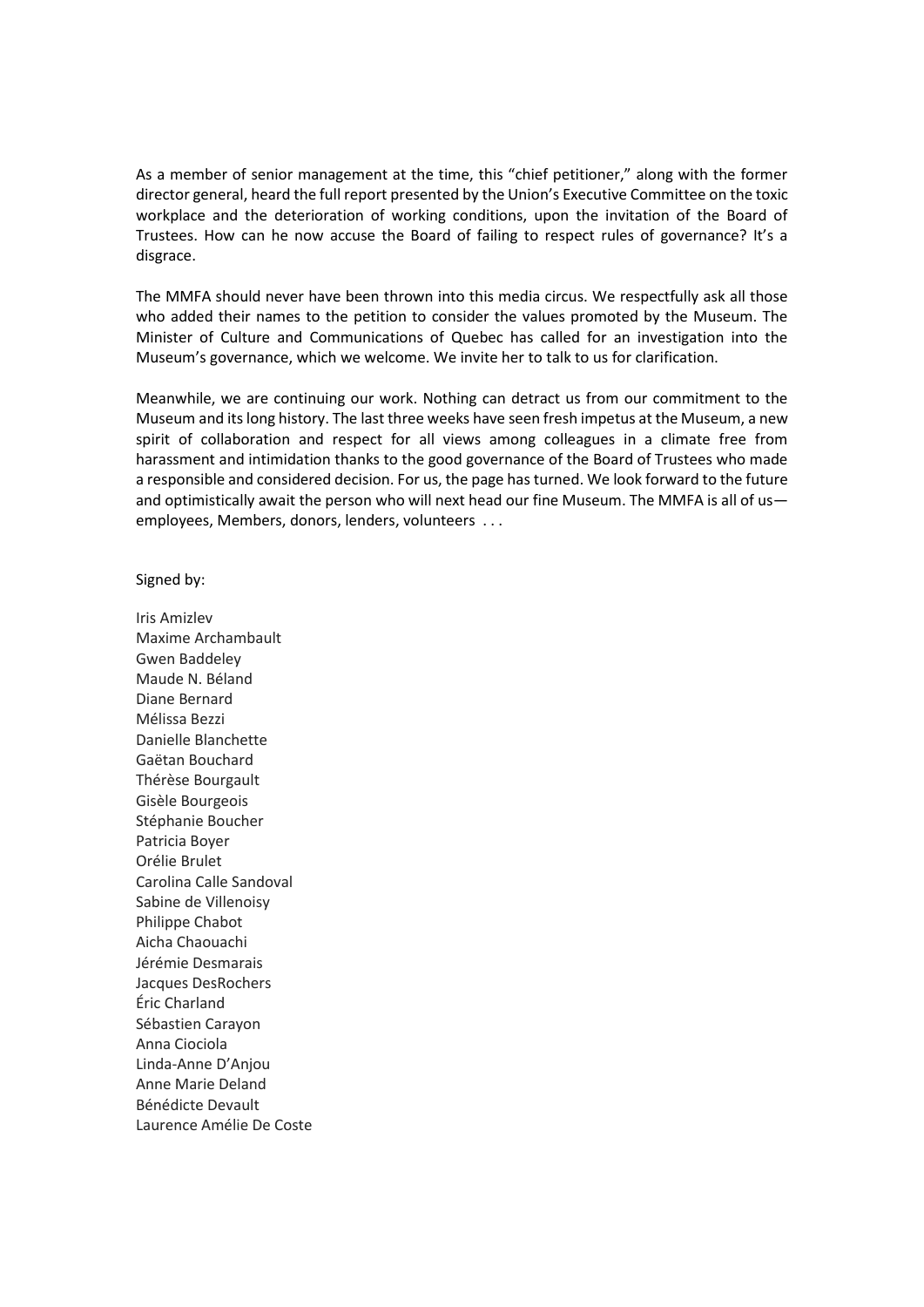As a member of senior management at the time, this "chief petitioner," along with the former director general, heard the full report presented by the Union's Executive Committee on the toxic workplace and the deterioration of working conditions, upon the invitation of the Board of Trustees. How can he now accuse the Board of failing to respect rules of governance? It's a disgrace.

The MMFA should never have been thrown into this media circus. We respectfully ask all those who added their names to the petition to consider the values promoted by the Museum. The Minister of Culture and Communications of Quebec has called for an investigation into the Museum's governance, which we welcome. We invite her to talk to us for clarification.

Meanwhile, we are continuing our work. Nothing can detract us from our commitment to the Museum and its long history. The last three weeks have seen fresh impetus at the Museum, a new spirit of collaboration and respect for all views among colleagues in a climate free from harassment and intimidation thanks to the good governance of the Board of Trustees who made a responsible and considered decision. For us, the page has turned. We look forward to the future and optimistically await the person who will next head our fine Museum. The MMFA is all of us—employees, Members, donors, lenders, volunteers . . .

Signed by:

Iris Amizlev
Maxime Archambault
Gwen Baddeley
Maude N. Béland
Diane Bernard
Mélissa Bezzi
Danielle Blanchette
Gaëtan Bouchard
Thérèse Bourgault
Gisèle Bourgeois
Stéphanie Boucher
Patricia Boyer
Orélie Brulet
Carolina Calle Sandoval
Sabine de Villenoisy
Philippe Chabot
Aicha Chaouachi
Jérémie Desmarais
Jacques DesRochers
Éric Charland
Sébastien Carayon
Anna Ciociola
Linda-Anne D'Anjou
Anne Marie Deland
Bénédicte Devault
Laurence Amélie De Coste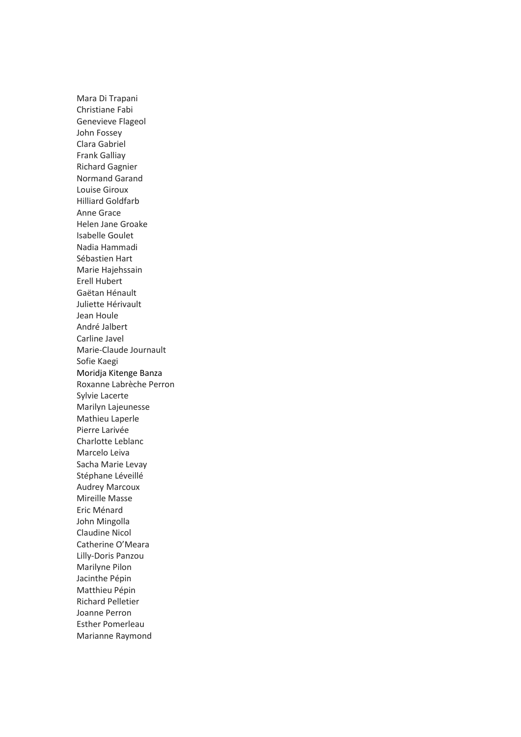Mara Di Trapani
Christiane Fabi
Genevieve Flageol
John Fossey
Clara Gabriel
Frank Galliay
Richard Gagnier
Normand Garand
Louise Giroux
Hilliard Goldfarb
Anne Grace
Helen Jane Groake
Isabelle Goulet
Nadia Hammadi
Sébastien Hart
Marie Hajehssain
Erell Hubert
Gaëtan Hénault
Juliette Hérivault
Jean Houle
André Jalbert
Carline Javel
Marie-Claude Journault
Sofie Kaegi
Moridja Kitenge Banza
Roxanne Labrèche Perron
Sylvie Lacerte
Marilyn Lajeunesse
Mathieu Laperle
Pierre Larivée
Charlotte Leblanc
Marcelo Leiva
Sacha Marie Levay
Stéphane Léveillé
Audrey Marcoux
Mireille Masse
Eric Ménard
John Mingolla
Claudine Nicol
Catherine O'Meara
Lilly-Doris Panzou
Marilyne Pilon
Jacinthe Pépin
Matthieu Pépin
Richard Pelletier
Joanne Perron
Esther Pomerleau
Marianne Raymond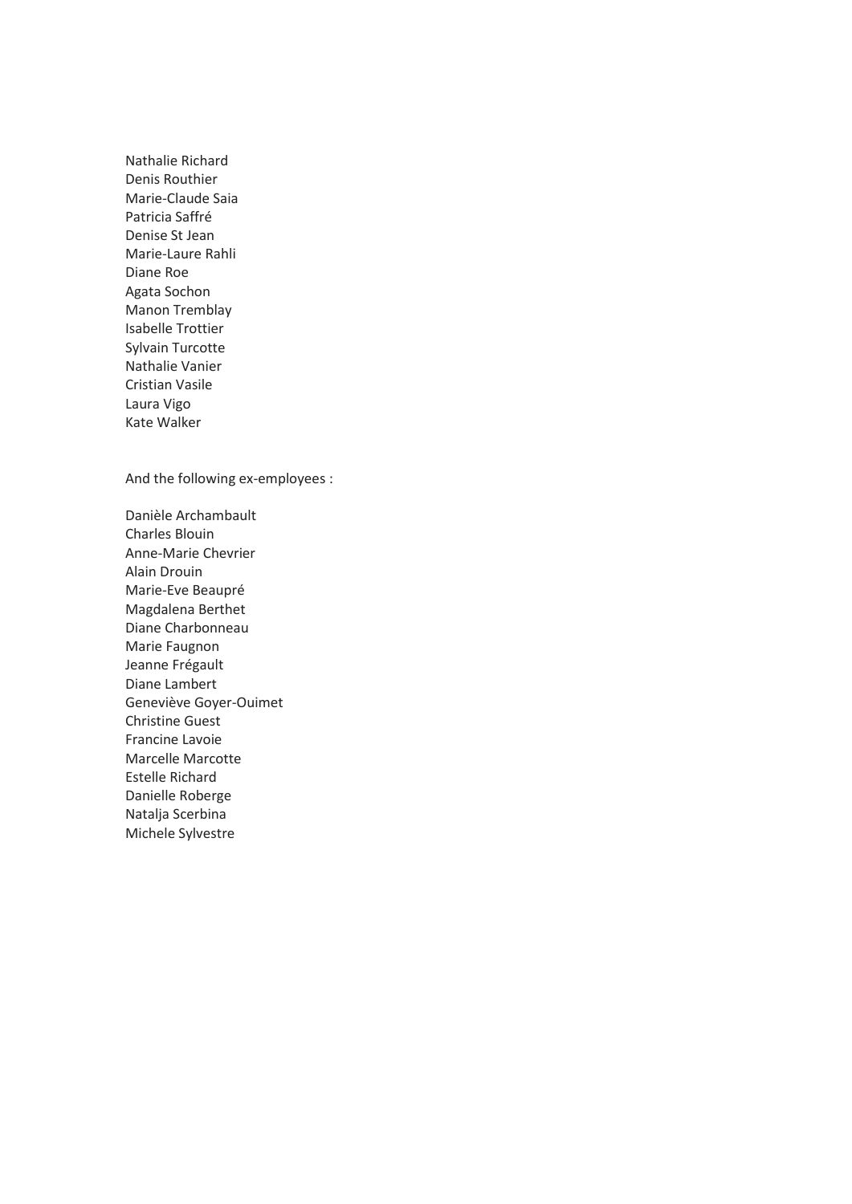Nathalie Richard
Denis Routhier
Marie-Claude Saia
Patricia Saffré
Denise St Jean
Marie-Laure Rahli
Diane Roe
Agata Sochon
Manon Tremblay
Isabelle Trottier
Sylvain Turcotte
Nathalie Vanier
Cristian Vasile
Laura Vigo
Kate Walker

And the following ex-employees :

Danièle Archambault
Charles Blouin
Anne-Marie Chevrier
Alain Drouin
Marie-Eve Beaupré
Magdalena Berthet
Diane Charbonneau
Marie Faugnon
Jeanne Frégault
Diane Lambert
Geneviève Goyer-Ouimet
Christine Guest
Francine Lavoie
Marcelle Marcotte
Estelle Richard
Danielle Roberge
Natalja Scerbina
Michele Sylvestre